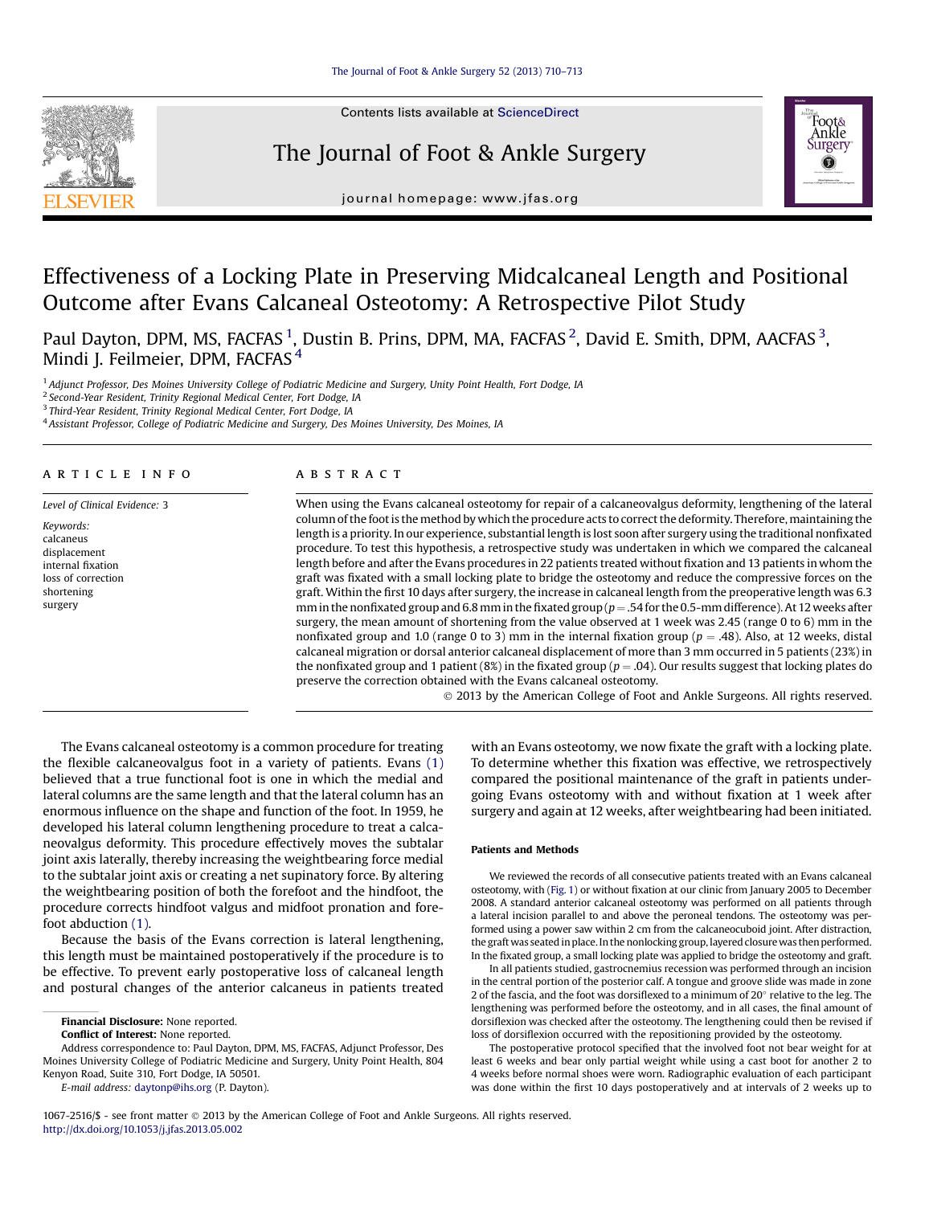# Effectiveness of a Locking Plate in Preserving Midcalcaneal Length and Positional Outcome after Evans Calcaneal Osteotomy: A Retrospective Pilot Study

Paul Dayton, DPM, MS, FACFAS [1], Dustin B. Prins, DPM, MA, FACFAS [2], David E. Smith, DPM, AACFAS [3], Mindi J. Feilmeier, DPM, FACFAS [4]

[1] *Adjunct Professor, Des Moines University College of Podiatric Medicine and Surgery, Unity Point Health, Fort Dodge, IA*
[2] *Second-Year Resident, Trinity Regional Medical Center, Fort Dodge, IA*
[3] *Third-Year Resident, Trinity Regional Medical Center, Fort Dodge, IA*
[4] *Assistant Professor, College of Podiatric Medicine and Surgery, Des Moines University, Des Moines, IA*

## ARTICLE INFO

*Level of Clinical Evidence:* 3

*Keywords:*
calcaneus
displacement
internal fixation
loss of correction
shortening
surgery

## ABSTRACT

When using the Evans calcaneal osteotomy for repair of a calcaneovalgus deformity, lengthening of the lateral column of the foot is the method by which the procedure acts to correct the deformity. Therefore, maintaining the length is a priority. In our experience, substantial length is lost soon after surgery using the traditional nonfixated procedure. To test this hypothesis, a retrospective study was undertaken in which we compared the calcaneal length before and after the Evans procedures in 22 patients treated without fixation and 13 patients in whom the graft was fixated with a small locking plate to bridge the osteotomy and reduce the compressive forces on the graft. Within the first 10 days after surgery, the increase in calcaneal length from the preoperative length was 6.3 mm in the nonfixated group and 6.8 mm in the fixated group ($p = .54$ for the 0.5-mm difference). At 12 weeks after surgery, the mean amount of shortening from the value observed at 1 week was 2.45 (range 0 to 6) mm in the nonfixated group and 1.0 (range 0 to 3) mm in the internal fixation group ($p = .48$). Also, at 12 weeks, distal calcaneal migration or dorsal anterior calcaneal displacement of more than 3 mm occurred in 5 patients (23%) in the nonfixated group and 1 patient (8%) in the fixated group ($p = .04$). Our results suggest that locking plates do preserve the correction obtained with the Evans calcaneal osteotomy.

© 2013 by the American College of Foot and Ankle Surgeons. All rights reserved.

The Evans calcaneal osteotomy is a common procedure for treating the flexible calcaneovalgus foot in a variety of patients. Evans (1) believed that a true functional foot is one in which the medial and lateral columns are the same length and that the lateral column has an enormous influence on the shape and function of the foot. In 1959, he developed his lateral column lengthening procedure to treat a calcaneovalgus deformity. This procedure effectively moves the subtalar joint axis laterally, thereby increasing the weightbearing force medial to the subtalar joint axis or creating a net supinatory force. By altering the weightbearing position of both the forefoot and the hindfoot, the procedure corrects hindfoot valgus and midfoot pronation and forefoot abduction (1).

Because the basis of the Evans correction is lateral lengthening, this length must be maintained postoperatively if the procedure is to be effective. To prevent early postoperative loss of calcaneal length and postural changes of the anterior calcaneus in patients treated with an Evans osteotomy, we now fixate the graft with a locking plate. To determine whether this fixation was effective, we retrospectively compared the positional maintenance of the graft in patients undergoing Evans osteotomy with and without fixation at 1 week after surgery and again at 12 weeks, after weightbearing had been initiated.

### Patients and Methods

We reviewed the records of all consecutive patients treated with an Evans calcaneal osteotomy, with (Fig. 1) or without fixation at our clinic from January 2005 to December 2008. A standard anterior calcaneal osteotomy was performed on all patients through a lateral incision parallel to and above the peroneal tendons. The osteotomy was performed using a power saw within 2 cm from the calcaneocuboid joint. After distraction, the graft was seated in place. In the nonlocking group, layered closure was then performed. In the fixated group, a small locking plate was applied to bridge the osteotomy and graft.

In all patients studied, gastrocnemius recession was performed through an incision in the central portion of the posterior calf. A tongue and groove slide was made in zone 2 of the fascia, and the foot was dorsiflexed to a minimum of 20° relative to the leg. The lengthening was performed before the osteotomy, and in all cases, the final amount of dorsiflexion was checked after the osteotomy. The lengthening could then be revised if loss of dorsiflexion occurred with the repositioning provided by the osteotomy.

The postoperative protocol specified that the involved foot not bear weight for at least 6 weeks and bear only partial weight while using a cast boot for another 2 to 4 weeks before normal shoes were worn. Radiographic evaluation of each participant was done within the first 10 days postoperatively and at intervals of 2 weeks up to

**Financial Disclosure:** None reported.
**Conflict of Interest:** None reported.
Address correspondence to: Paul Dayton, DPM, MS, FACFAS, Adjunct Professor, Des Moines University College of Podiatric Medicine and Surgery, Unity Point Health, 804 Kenyon Road, Suite 310, Fort Dodge, IA 50501.
*E-mail address:* daytonp@ihs.org (P. Dayton).

1067-2516/$ - see front matter © 2013 by the American College of Foot and Ankle Surgeons. All rights reserved.
http://dx.doi.org/10.1053/j.jfas.2013.05.002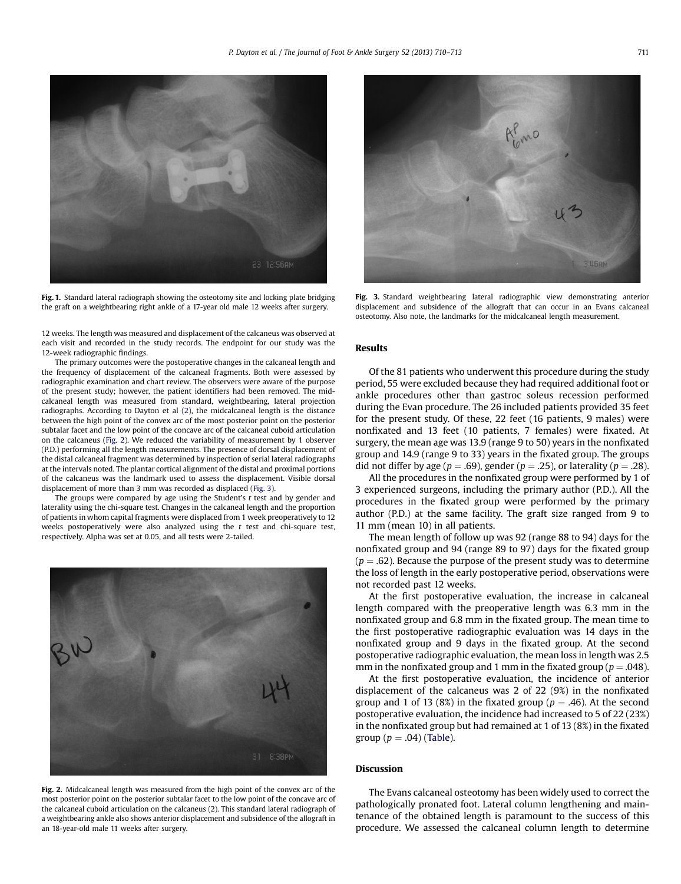Fig. 1. Standard lateral radiograph showing the osteotomy site and locking plate bridging the graft on a weightbearing right ankle of a 17-year old male 12 weeks after surgery.

Fig. 3. Standard weightbearing lateral radiographic view demonstrating anterior displacement and subsidence of the allograft that can occur in an Evans calcaneal osteotomy. Also note, the landmarks for the midcalcaneal length measurement.

12 weeks. The length was measured and displacement of the calcaneus was observed at each visit and recorded in the study records. The endpoint for our study was the 12-week radiographic findings.

The primary outcomes were the postoperative changes in the calcaneal length and the frequency of displacement of the calcaneal fragments. Both were assessed by radiographic examination and chart review. The observers were aware of the purpose of the present study; however, the patient identifiers had been removed. The midcalcaneal length was measured from standard, weightbearing, lateral projection radiographs. According to Dayton et al (2), the midcalcaneal length is the distance between the high point of the convex arc of the most posterior point on the posterior subtalar facet and the low point of the concave arc of the calcaneal cuboid articulation on the calcaneus (Fig. 2). We reduced the variability of measurement by 1 observer (P.D.) performing all the length measurements. The presence of dorsal displacement of the distal calcaneal fragment was determined by inspection of serial lateral radiographs at the intervals noted. The plantar cortical alignment of the distal and proximal portions of the calcaneus was the landmark used to assess the displacement. Visible dorsal displacement of more than 3 mm was recorded as displaced (Fig. 3).

The groups were compared by age using the Student's *t* test and by gender and laterality using the chi-square test. Changes in the calcaneal length and the proportion of patients in whom capital fragments were displaced from 1 week preoperatively to 12 weeks postoperatively were also analyzed using the *t* test and chi-square test, respectively. Alpha was set at 0.05, and all tests were 2-tailed.

Fig. 2. Midcalcaneal length was measured from the high point of the convex arc of the most posterior point on the posterior subtalar facet to the low point of the concave arc of the calcaneal cuboid articulation on the calcaneus (2). This standard lateral radiograph of a weightbearing ankle also shows anterior displacement and subsidence of the allograft in an 18-year-old male 11 weeks after surgery.

## Results

Of the 81 patients who underwent this procedure during the study period, 55 were excluded because they had required additional foot or ankle procedures other than gastroc soleus recession performed during the Evan procedure. The 26 included patients provided 35 feet for the present study. Of these, 22 feet (16 patients, 9 males) were nonfixated and 13 feet (10 patients, 7 females) were fixated. At surgery, the mean age was 13.9 (range 9 to 50) years in the nonfixated group and 14.9 (range 9 to 33) years in the fixated group. The groups did not differ by age ($p = .69$), gender ($p = .25$), or laterality ($p = .28$).

All the procedures in the nonfixated group were performed by 1 of 3 experienced surgeons, including the primary author (P.D.). All the procedures in the fixated group were performed by the primary author (P.D.) at the same facility. The graft size ranged from 9 to 11 mm (mean 10) in all patients.

The mean length of follow up was 92 (range 88 to 94) days for the nonfixated group and 94 (range 89 to 97) days for the fixated group ($p = .62$). Because the purpose of the present study was to determine the loss of length in the early postoperative period, observations were not recorded past 12 weeks.

At the first postoperative evaluation, the increase in calcaneal length compared with the preoperative length was 6.3 mm in the nonfixated group and 6.8 mm in the fixated group. The mean time to the first postoperative radiographic evaluation was 14 days in the nonfixated group and 9 days in the fixated group. At the second postoperative radiographic evaluation, the mean loss in length was 2.5 mm in the nonfixated group and 1 mm in the fixated group ($p = .048$).

At the first postoperative evaluation, the incidence of anterior displacement of the calcaneus was 2 of 22 (9%) in the nonfixated group and 1 of 13 (8%) in the fixated group ($p = .46$). At the second postoperative evaluation, the incidence had increased to 5 of 22 (23%) in the nonfixated group but had remained at 1 of 13 (8%) in the fixated group ($p = .04$) (Table).

## Discussion

The Evans calcaneal osteotomy has been widely used to correct the pathologically pronated foot. Lateral column lengthening and maintenance of the obtained length is paramount to the success of this procedure. We assessed the calcaneal column length to determine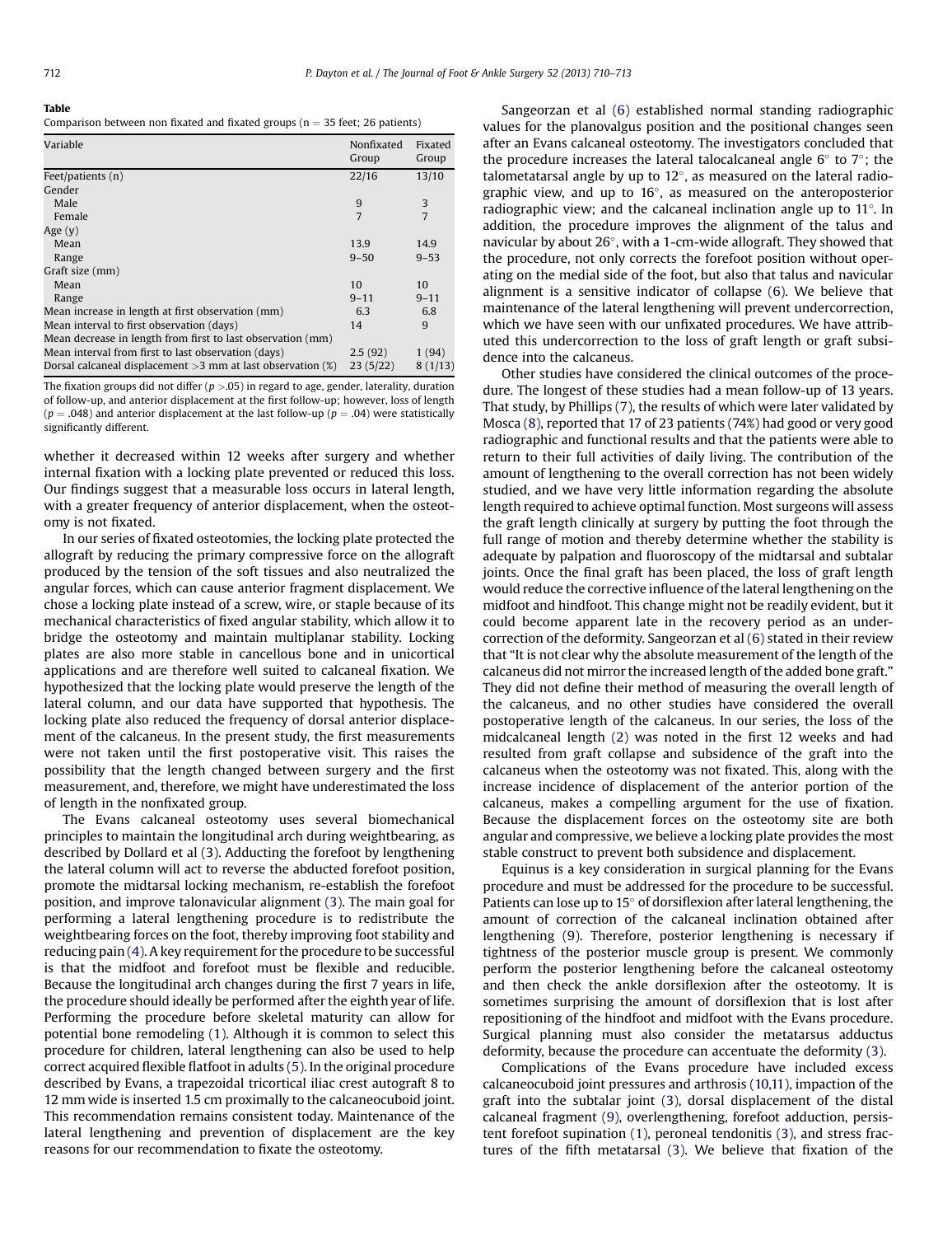**Table**

Comparison between non fixated and fixated groups (n = 35 feet; 26 patients)

| Variable | Nonfixated Group | Fixated Group |
|---|---|---|
| Feet/patients (n) | 22/16 | 13/10 |
| Gender | | |
| Male | 9 | 3 |
| Female | 7 | 7 |
| Age (y) | | |
| Mean | 13.9 | 14.9 |
| Range | 9–50 | 9–53 |
| Graft size (mm) | | |
| Mean | 10 | 10 |
| Range | 9–11 | 9–11 |
| Mean increase in length at first observation (mm) | 6.3 | 6.8 |
| Mean interval to first observation (days) | 14 | 9 |
| Mean decrease in length from first to last observation (mm) | | |
| Mean interval from first to last observation (days) | 2.5 (92) | 1 (94) |
| Dorsal calcaneal displacement >3 mm at last observation (%) | 23 (5/22) | 8 (1/13) |

The fixation groups did not differ ($p > .05$) in regard to age, gender, laterality, duration of follow-up, and anterior displacement at the first follow-up; however, loss of length ($p = .048$) and anterior displacement at the last follow-up ($p = .04$) were statistically significantly different.

whether it decreased within 12 weeks after surgery and whether internal fixation with a locking plate prevented or reduced this loss. Our findings suggest that a measurable loss occurs in lateral length, with a greater frequency of anterior displacement, when the osteotomy is not fixated.

In our series of fixated osteotomies, the locking plate protected the allograft by reducing the primary compressive force on the allograft produced by the tension of the soft tissues and also neutralized the angular forces, which can cause anterior fragment displacement. We chose a locking plate instead of a screw, wire, or staple because of its mechanical characteristics of fixed angular stability, which allow it to bridge the osteotomy and maintain multiplanar stability. Locking plates are also more stable in cancellous bone and in unicortical applications and are therefore well suited to calcaneal fixation. We hypothesized that the locking plate would preserve the length of the lateral column, and our data have supported that hypothesis. The locking plate also reduced the frequency of dorsal anterior displacement of the calcaneus. In the present study, the first measurements were not taken until the first postoperative visit. This raises the possibility that the length changed between surgery and the first measurement, and, therefore, we might have underestimated the loss of length in the nonfixated group.

The Evans calcaneal osteotomy uses several biomechanical principles to maintain the longitudinal arch during weightbearing, as described by Dollard et al (3). Adducting the forefoot by lengthening the lateral column will act to reverse the abducted forefoot position, promote the midtarsal locking mechanism, re-establish the forefoot position, and improve talonavicular alignment (3). The main goal for performing a lateral lengthening procedure is to redistribute the weightbearing forces on the foot, thereby improving foot stability and reducing pain (4). A key requirement for the procedure to be successful is that the midfoot and forefoot must be flexible and reducible. Because the longitudinal arch changes during the first 7 years in life, the procedure should ideally be performed after the eighth year of life. Performing the procedure before skeletal maturity can allow for potential bone remodeling (1). Although it is common to select this procedure for children, lateral lengthening can also be used to help correct acquired flexible flatfoot in adults (5). In the original procedure described by Evans, a trapezoidal tricortical iliac crest autograft 8 to 12 mm wide is inserted 1.5 cm proximally to the calcaneocuboid joint. This recommendation remains consistent today. Maintenance of the lateral lengthening and prevention of displacement are the key reasons for our recommendation to fixate the osteotomy.

Sangeorzan et al (6) established normal standing radiographic values for the planovalgus position and the positional changes seen after an Evans calcaneal osteotomy. The investigators concluded that the procedure increases the lateral talocalcaneal angle 6° to 7°; the talometatarsal angle by up to 12°, as measured on the lateral radiographic view, and up to 16°, as measured on the anteroposterior radiographic view; and the calcaneal inclination angle up to 11°. In addition, the procedure improves the alignment of the talus and navicular by about 26°, with a 1-cm-wide allograft. They showed that the procedure, not only corrects the forefoot position without operating on the medial side of the foot, but also that talus and navicular alignment is a sensitive indicator of collapse (6). We believe that maintenance of the lateral lengthening will prevent undercorrection, which we have seen with our unfixated procedures. We have attributed this undercorrection to the loss of graft length or graft subsidence into the calcaneus.

Other studies have considered the clinical outcomes of the procedure. The longest of these studies had a mean follow-up of 13 years. That study, by Phillips (7), the results of which were later validated by Mosca (8), reported that 17 of 23 patients (74%) had good or very good radiographic and functional results and that the patients were able to return to their full activities of daily living. The contribution of the amount of lengthening to the overall correction has not been widely studied, and we have very little information regarding the absolute length required to achieve optimal function. Most surgeons will assess the graft length clinically at surgery by putting the foot through the full range of motion and thereby determine whether the stability is adequate by palpation and fluoroscopy of the midtarsal and subtalar joints. Once the final graft has been placed, the loss of graft length would reduce the corrective influence of the lateral lengthening on the midfoot and hindfoot. This change might not be readily evident, but it could become apparent late in the recovery period as an undercorrection of the deformity. Sangeorzan et al (6) stated in their review that "It is not clear why the absolute measurement of the length of the calcaneus did not mirror the increased length of the added bone graft." They did not define their method of measuring the overall length of the calcaneus, and no other studies have considered the overall postoperative length of the calcaneus. In our series, the loss of the midcalcaneal length (2) was noted in the first 12 weeks and had resulted from graft collapse and subsidence of the graft into the calcaneus when the osteotomy was not fixated. This, along with the increase incidence of displacement of the anterior portion of the calcaneus, makes a compelling argument for the use of fixation. Because the displacement forces on the osteotomy site are both angular and compressive, we believe a locking plate provides the most stable construct to prevent both subsidence and displacement.

Equinus is a key consideration in surgical planning for the Evans procedure and must be addressed for the procedure to be successful. Patients can lose up to 15° of dorsiflexion after lateral lengthening, the amount of correction of the calcaneal inclination obtained after lengthening (9). Therefore, posterior lengthening is necessary if tightness of the posterior muscle group is present. We commonly perform the posterior lengthening before the calcaneal osteotomy and then check the ankle dorsiflexion after the osteotomy. It is sometimes surprising the amount of dorsiflexion that is lost after repositioning of the hindfoot and midfoot with the Evans procedure. Surgical planning must also consider the metatarsus adductus deformity, because the procedure can accentuate the deformity (3).

Complications of the Evans procedure have included excess calcaneocuboid joint pressures and arthrosis (10,11), impaction of the graft into the subtalar joint (3), dorsal displacement of the distal calcaneal fragment (9), overlengthening, forefoot adduction, persistent forefoot supination (1), peroneal tendonitis (3), and stress fractures of the fifth metatarsal (3). We believe that fixation of the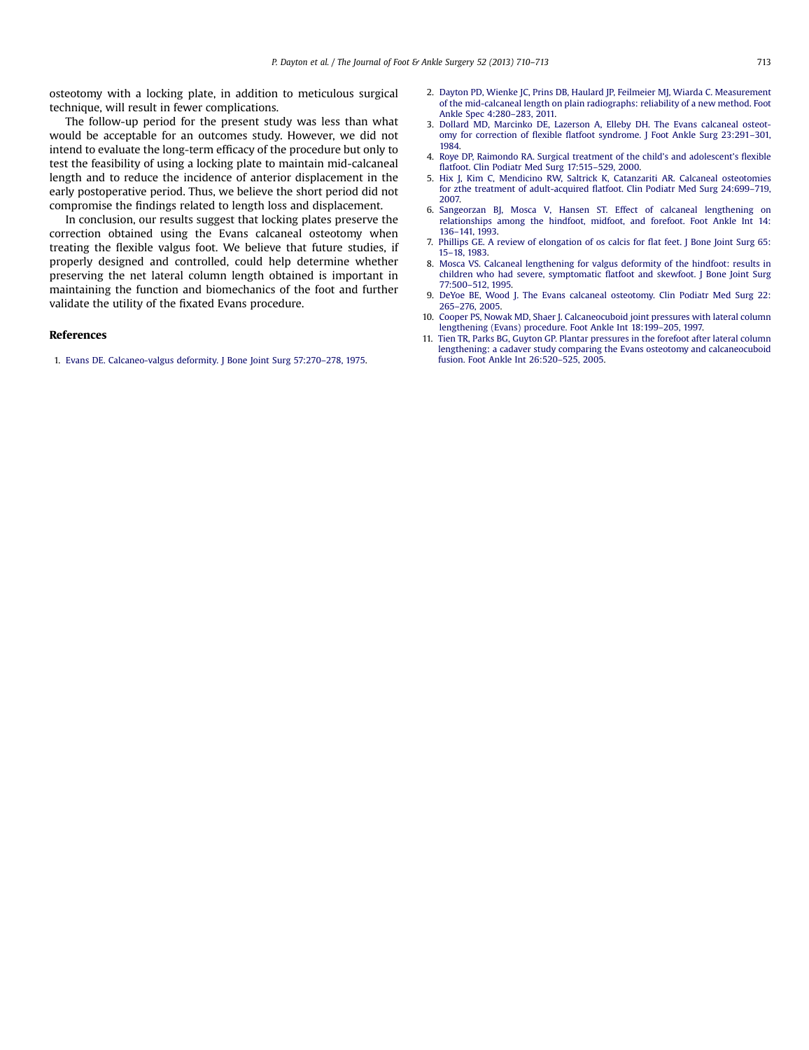osteotomy with a locking plate, in addition to meticulous surgical technique, will result in fewer complications.

The follow-up period for the present study was less than what would be acceptable for an outcomes study. However, we did not intend to evaluate the long-term efficacy of the procedure but only to test the feasibility of using a locking plate to maintain mid-calcaneal length and to reduce the incidence of anterior displacement in the early postoperative period. Thus, we believe the short period did not compromise the findings related to length loss and displacement.

In conclusion, our results suggest that locking plates preserve the correction obtained using the Evans calcaneal osteotomy when treating the flexible valgus foot. We believe that future studies, if properly designed and controlled, could help determine whether preserving the net lateral column length obtained is important in maintaining the function and biomechanics of the foot and further validate the utility of the fixated Evans procedure.

## References

1. Evans DE. Calcaneo-valgus deformity. J Bone Joint Surg 57:270–278, 1975.
2. Dayton PD, Wienke JC, Prins DB, Haulard JP, Feilmeier MJ, Wiarda C. Measurement of the mid-calcaneal length on plain radiographs: reliability of a new method. Foot Ankle Spec 4:280–283, 2011.
3. Dollard MD, Marcinko DE, Lazerson A, Elleby DH. The Evans calcaneal osteotomy for correction of flexible flatfoot syndrome. J Foot Ankle Surg 23:291–301, 1984.
4. Roye DP, Raimondo RA. Surgical treatment of the child's and adolescent's flexible flatfoot. Clin Podiatr Med Surg 17:515–529, 2000.
5. Hix J, Kim C, Mendicino RW, Saltrick K, Catanzariti AR. Calcaneal osteotomies for zthe treatment of adult-acquired flatfoot. Clin Podiatr Med Surg 24:699–719, 2007.
6. Sangeorzan BJ, Mosca V, Hansen ST. Effect of calcaneal lengthening on relationships among the hindfoot, midfoot, and forefoot. Foot Ankle Int 14: 136–141, 1993.
7. Phillips GE. A review of elongation of os calcis for flat feet. J Bone Joint Surg 65: 15–18, 1983.
8. Mosca VS. Calcaneal lengthening for valgus deformity of the hindfoot: results in children who had severe, symptomatic flatfoot and skewfoot. J Bone Joint Surg 77:500–512, 1995.
9. DeYoe BE, Wood J. The Evans calcaneal osteotomy. Clin Podiatr Med Surg 22: 265–276, 2005.
10. Cooper PS, Nowak MD, Shaer J. Calcaneocuboid joint pressures with lateral column lengthening (Evans) procedure. Foot Ankle Int 18:199–205, 1997.
11. Tien TR, Parks BG, Guyton GP. Plantar pressures in the forefoot after lateral column lengthening: a cadaver study comparing the Evans osteotomy and calcaneocuboid fusion. Foot Ankle Int 26:520–525, 2005.